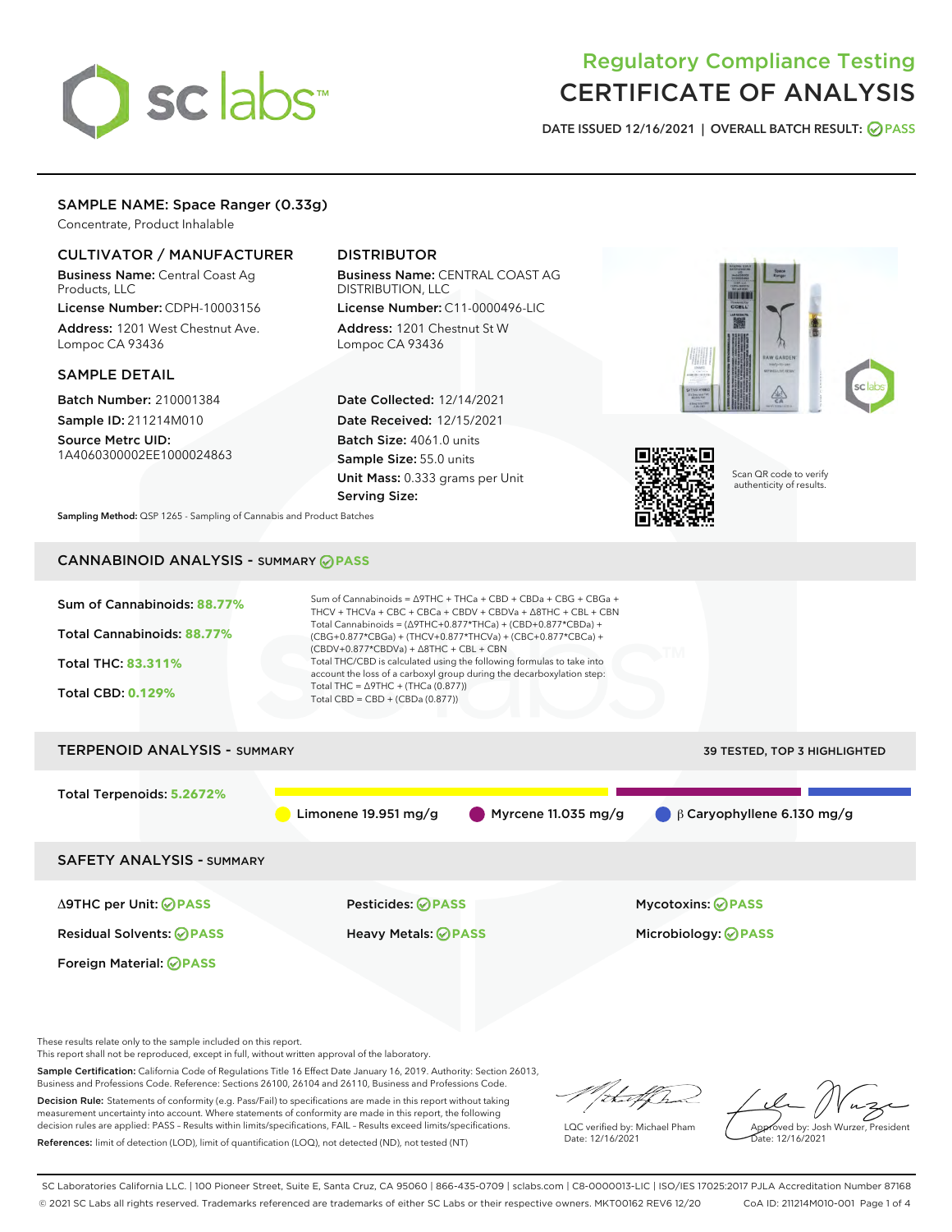# Regulatory Compliance Testing
# CERTIFICATE OF ANALYSIS

DATE ISSUED 12/16/2021 | OVERALL BATCH RESULT: PASS

## SAMPLE NAME: Space Ranger (0.33g)

Concentrate, Product Inhalable

### CULTIVATOR / MANUFACTURER

**Business Name:** Central Coast Ag Products, LLC
**License Number:** CDPH-10003156
**Address:** 1201 West Chestnut Ave. Lompoc CA 93436

### DISTRIBUTOR

**Business Name:** CENTRAL COAST AG DISTRIBUTION, LLC
**License Number:** C11-0000496-LIC
**Address:** 1201 Chestnut St W Lompoc CA 93436

### SAMPLE DETAIL

**Batch Number:** 210001384
**Sample ID:** 211214M010
**Source Metrc UID:** 1A4060300002EE1000024863

**Date Collected:** 12/14/2021
**Date Received:** 12/15/2021
**Batch Size:** 4061.0 units
**Sample Size:** 55.0 units
**Unit Mass:** 0.333 grams per Unit
**Serving Size:**

Scan QR code to verify authenticity of results.

**Sampling Method:** QSP 1265 - Sampling of Cannabis and Product Batches

## CANNABINOID ANALYSIS - SUMMARY PASS

Sum of Cannabinoids: **88.77%**
Total Cannabinoids: **88.77%**
Total THC: **83.311%**
Total CBD: **0.129%**

Sum of Cannabinoids = Δ9THC + THCa + CBD + CBDa + CBG + CBGa + THCV + THCVa + CBC + CBCa + CBDV + CBDVa + Δ8THC + CBL + CBN
Total Cannabinoids = (Δ9THC+0.877*THCa) + (CBD+0.877*CBDa) + (CBG+0.877*CBGa) + (THCV+0.877*THCVa) + (CBC+0.877*CBCa) + (CBDV+0.877*CBDVa) + Δ8THC + CBL + CBN
Total THC/CBD is calculated using the following formulas to take into account the loss of a carboxyl group during the decarboxylation step:
Total THC = Δ9THC + (THCa (0.877))
Total CBD = CBD + (CBDa (0.877))

## TERPENOID ANALYSIS - SUMMARY

39 TESTED, TOP 3 HIGHLIGHTED

Total Terpenoids: **5.2672%**

Limonene 19.951 mg/g | Myrcene 11.035 mg/g | β Caryophyllene 6.130 mg/g

## SAFETY ANALYSIS - SUMMARY

| | | |
|---|---|---|
| Δ9THC per Unit: PASS | Pesticides: PASS | Mycotoxins: PASS |
| Residual Solvents: PASS | Heavy Metals: PASS | Microbiology: PASS |
| Foreign Material: PASS | | |

These results relate only to the sample included on this report.
This report shall not be reproduced, except in full, without written approval of the laboratory.

**Sample Certification:** California Code of Regulations Title 16 Effect Date January 16, 2019. Authority: Section 26013, Business and Professions Code. Reference: Sections 26100, 26104 and 26110, Business and Professions Code.

**Decision Rule:** Statements of conformity (e.g. Pass/Fail) to specifications are made in this report without taking measurement uncertainty into account. Where statements of conformity are made in this report, the following decision rules are applied: PASS – Results within limits/specifications, FAIL – Results exceed limits/specifications.

**References:** limit of detection (LOD), limit of quantification (LOQ), not detected (ND), not tested (NT)

LQC verified by: Michael Pham
Date: 12/16/2021

Approved by: Josh Wurzer, President
Date: 12/16/2021

SC Laboratories California LLC. | 100 Pioneer Street, Suite E, Santa Cruz, CA 95060 | 866-435-0709 | sclabs.com | C8-0000013-LIC | ISO/IES 17025:2017 PJLA Accreditation Number 87168
© 2021 SC Labs all rights reserved. Trademarks referenced are trademarks of either SC Labs or their respective owners. MKT00162 REV6 12/20 CoA ID: 211214M010-001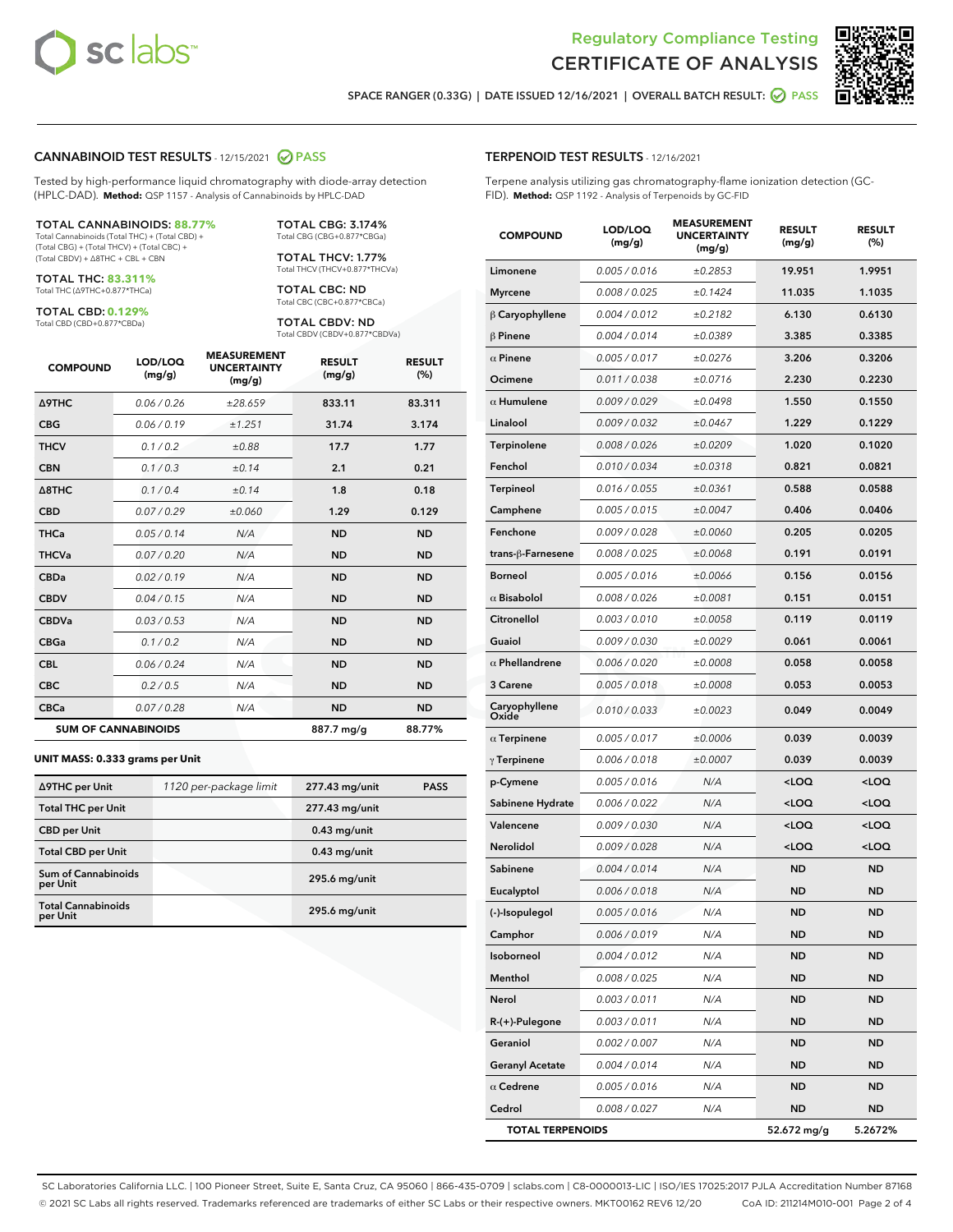Regulatory Compliance Testing
CERTIFICATE OF ANALYSIS

SPACE RANGER (0.33G) | DATE ISSUED 12/16/2021 | OVERALL BATCH RESULT: PASS

## CANNABINOID TEST RESULTS - 12/15/2021 PASS

Tested by high-performance liquid chromatography with diode-array detection (HPLC-DAD). **Method:** QSP 1157 - Analysis of Cannabinoids by HPLC-DAD

**TOTAL CANNABINOIDS: 88.77%**
Total Cannabinoids (Total THC) + (Total CBD) + (Total CBG) + (Total THCV) + (Total CBC) + (Total CBDV) + Δ8THC + CBL + CBN

**TOTAL THC: 83.311%**
Total THC (Δ9THC+0.877*THCa)

**TOTAL CBD: 0.129%**
Total CBD (CBD+0.877*CBDa)

**TOTAL CBG: 3.174%**
Total CBG (CBG+0.877*CBGa)

**TOTAL THCV: 1.77%**
Total THCV (THCV+0.877*THCVa)

**TOTAL CBC: ND**
Total CBC (CBC+0.877*CBCa)

**TOTAL CBDV: ND**
Total CBDV (CBDV+0.877*CBDVa)

| COMPOUND | LOD/LOQ (mg/g) | MEASUREMENT UNCERTAINTY (mg/g) | RESULT (mg/g) | RESULT (%) |
|---|---|---|---|---|
| Δ9THC | 0.06 / 0.26 | ±28.659 | 833.11 | 83.311 |
| CBG | 0.06 / 0.19 | ±1.251 | 31.74 | 3.174 |
| THCV | 0.1 / 0.2 | ±0.88 | 17.7 | 1.77 |
| CBN | 0.1 / 0.3 | ±0.14 | 2.1 | 0.21 |
| Δ8THC | 0.1 / 0.4 | ±0.14 | 1.8 | 0.18 |
| CBD | 0.07 / 0.29 | ±0.060 | 1.29 | 0.129 |
| THCa | 0.05 / 0.14 | N/A | ND | ND |
| THCVa | 0.07 / 0.20 | N/A | ND | ND |
| CBDa | 0.02 / 0.19 | N/A | ND | ND |
| CBDV | 0.04 / 0.15 | N/A | ND | ND |
| CBDVa | 0.03 / 0.53 | N/A | ND | ND |
| CBGa | 0.1 / 0.2 | N/A | ND | ND |
| CBL | 0.06 / 0.24 | N/A | ND | ND |
| CBC | 0.2 / 0.5 | N/A | ND | ND |
| CBCa | 0.07 / 0.28 | N/A | ND | ND |
| **SUM OF CANNABINOIDS** | | | 887.7 mg/g | 88.77% |

**UNIT MASS: 0.333 grams per Unit**

| | | | |
|---|---|---|---|
| Δ9THC per Unit | 1120 per-package limit | 277.43 mg/unit | PASS |
| Total THC per Unit | | 277.43 mg/unit | |
| CBD per Unit | | 0.43 mg/unit | |
| Total CBD per Unit | | 0.43 mg/unit | |
| Sum of Cannabinoids per Unit | | 295.6 mg/unit | |
| Total Cannabinoids per Unit | | 295.6 mg/unit | |

## TERPENOID TEST RESULTS - 12/16/2021

Terpene analysis utilizing gas chromatography-flame ionization detection (GC-FID). **Method:** QSP 1192 - Analysis of Terpenoids by GC-FID

| COMPOUND | LOD/LOQ (mg/g) | MEASUREMENT UNCERTAINTY (mg/g) | RESULT (mg/g) | RESULT (%) |
|---|---|---|---|---|
| Limonene | 0.005 / 0.016 | ±0.2853 | 19.951 | 1.9951 |
| Myrcene | 0.008 / 0.025 | ±0.1424 | 11.035 | 1.1035 |
| β Caryophyllene | 0.004 / 0.012 | ±0.2182 | 6.130 | 0.6130 |
| β Pinene | 0.004 / 0.014 | ±0.0389 | 3.385 | 0.3385 |
| α Pinene | 0.005 / 0.017 | ±0.0276 | 3.206 | 0.3206 |
| Ocimene | 0.011 / 0.038 | ±0.0716 | 2.230 | 0.2230 |
| α Humulene | 0.009 / 0.029 | ±0.0498 | 1.550 | 0.1550 |
| Linalool | 0.009 / 0.032 | ±0.0467 | 1.229 | 0.1229 |
| Terpinolene | 0.008 / 0.026 | ±0.0209 | 1.020 | 0.1020 |
| Fenchol | 0.010 / 0.034 | ±0.0318 | 0.821 | 0.0821 |
| Terpineol | 0.016 / 0.055 | ±0.0361 | 0.588 | 0.0588 |
| Camphene | 0.005 / 0.015 | ±0.0047 | 0.406 | 0.0406 |
| Fenchone | 0.009 / 0.028 | ±0.0060 | 0.205 | 0.0205 |
| trans-β-Farnesene | 0.008 / 0.025 | ±0.0068 | 0.191 | 0.0191 |
| Borneol | 0.005 / 0.016 | ±0.0066 | 0.156 | 0.0156 |
| α Bisabolol | 0.008 / 0.026 | ±0.0081 | 0.151 | 0.0151 |
| Citronellol | 0.003 / 0.010 | ±0.0058 | 0.119 | 0.0119 |
| Guaiol | 0.009 / 0.030 | ±0.0029 | 0.061 | 0.0061 |
| α Phellandrene | 0.006 / 0.020 | ±0.0008 | 0.058 | 0.0058 |
| 3 Carene | 0.005 / 0.018 | ±0.0008 | 0.053 | 0.0053 |
| Caryophyllene Oxide | 0.010 / 0.033 | ±0.0023 | 0.049 | 0.0049 |
| α Terpinene | 0.005 / 0.017 | ±0.0006 | 0.039 | 0.0039 |
| γ Terpinene | 0.006 / 0.018 | ±0.0007 | 0.039 | 0.0039 |
| p-Cymene | 0.005 / 0.016 | N/A | <LOQ | <LOQ |
| Sabinene Hydrate | 0.006 / 0.022 | N/A | <LOQ | <LOQ |
| Valencene | 0.009 / 0.030 | N/A | <LOQ | <LOQ |
| Nerolidol | 0.009 / 0.028 | N/A | <LOQ | <LOQ |
| Sabinene | 0.004 / 0.014 | N/A | ND | ND |
| Eucalyptol | 0.006 / 0.018 | N/A | ND | ND |
| (-)-Isopulegol | 0.005 / 0.016 | N/A | ND | ND |
| Camphor | 0.006 / 0.019 | N/A | ND | ND |
| Isoborneol | 0.004 / 0.012 | N/A | ND | ND |
| Menthol | 0.008 / 0.025 | N/A | ND | ND |
| Nerol | 0.003 / 0.011 | N/A | ND | ND |
| R-(+)-Pulegone | 0.003 / 0.011 | N/A | ND | ND |
| Geraniol | 0.002 / 0.007 | N/A | ND | ND |
| Geranyl Acetate | 0.004 / 0.014 | N/A | ND | ND |
| α Cedrene | 0.005 / 0.016 | N/A | ND | ND |
| Cedrol | 0.008 / 0.027 | N/A | ND | ND |
| **TOTAL TERPENOIDS** | | | 52.672 mg/g | 5.2672% |

SC Laboratories California LLC. | 100 Pioneer Street, Suite E, Santa Cruz, CA 95060 | 866-435-0709 | sclabs.com | C8-0000013-LIC | ISO/IES 17025:2017 PJLA Accreditation Number 87168
© 2021 SC Labs all rights reserved. Trademarks referenced are trademarks of either SC Labs or their respective owners. MKT00162 REV6 12/20 CoA ID: 211214M010-001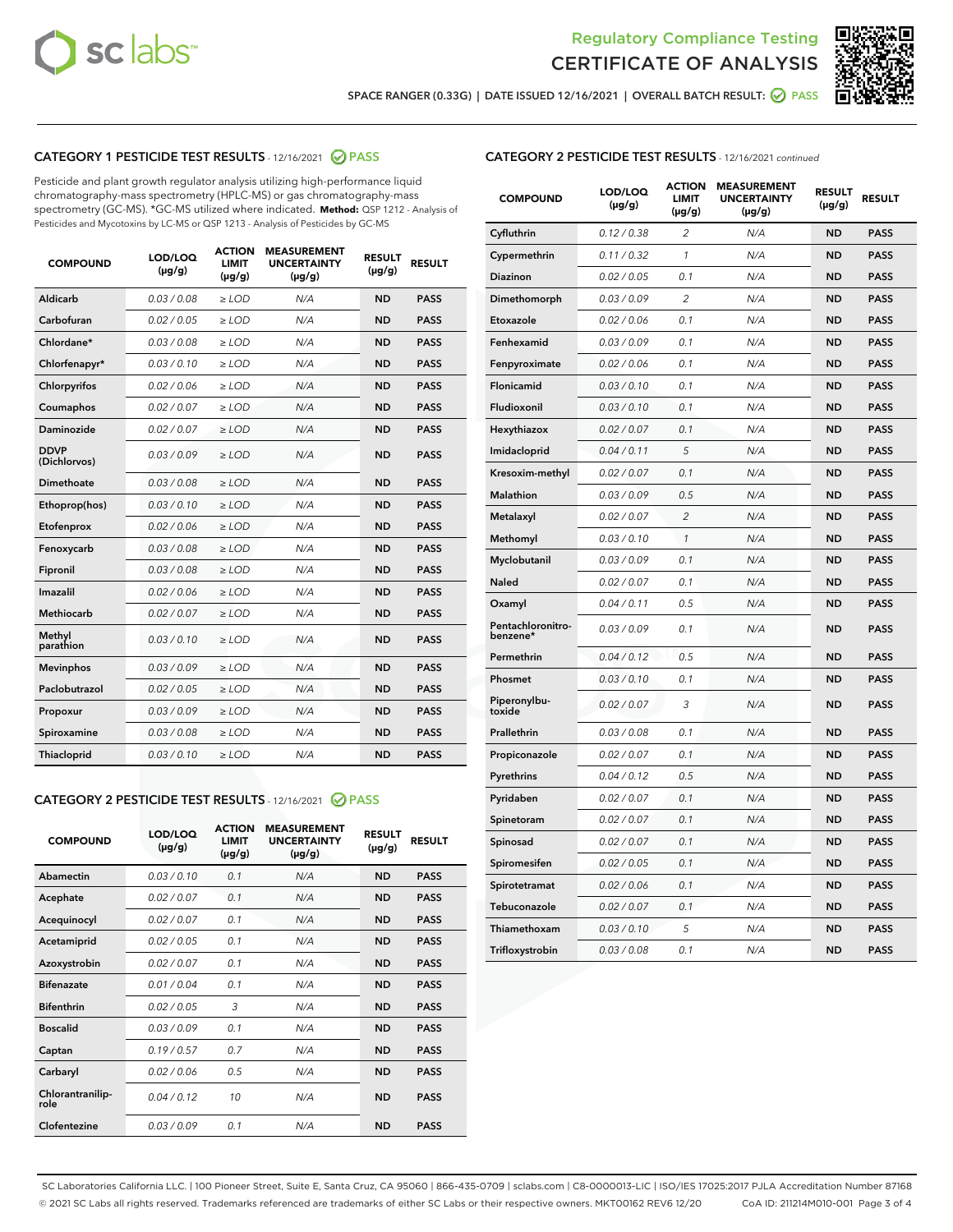SPACE RANGER (0.33G) | DATE ISSUED 12/16/2021 | OVERALL BATCH RESULT: PASS

## CATEGORY 1 PESTICIDE TEST RESULTS - 12/16/2021 PASS

Pesticide and plant growth regulator analysis utilizing high-performance liquid chromatography-mass spectrometry (HPLC-MS) or gas chromatography-mass spectrometry (GC-MS). *GC-MS utilized where indicated. **Method:** QSP 1212 - Analysis of Pesticides and Mycotoxins by LC-MS or QSP 1213 - Analysis of Pesticides by GC-MS

| COMPOUND | LOD/LOQ (µg/g) | ACTION LIMIT (µg/g) | MEASUREMENT UNCERTAINTY (µg/g) | RESULT (µg/g) | RESULT |
|---|---|---|---|---|---|
| Aldicarb | 0.03 / 0.08 | ≥ LOD | N/A | ND | PASS |
| Carbofuran | 0.02 / 0.05 | ≥ LOD | N/A | ND | PASS |
| Chlordane* | 0.03 / 0.08 | ≥ LOD | N/A | ND | PASS |
| Chlorfenapyr* | 0.03 / 0.10 | ≥ LOD | N/A | ND | PASS |
| Chlorpyrifos | 0.02 / 0.06 | ≥ LOD | N/A | ND | PASS |
| Coumaphos | 0.02 / 0.07 | ≥ LOD | N/A | ND | PASS |
| Daminozide | 0.02 / 0.07 | ≥ LOD | N/A | ND | PASS |
| DDVP (Dichlorvos) | 0.03 / 0.09 | ≥ LOD | N/A | ND | PASS |
| Dimethoate | 0.03 / 0.08 | ≥ LOD | N/A | ND | PASS |
| Ethoprop(hos) | 0.03 / 0.10 | ≥ LOD | N/A | ND | PASS |
| Etofenprox | 0.02 / 0.06 | ≥ LOD | N/A | ND | PASS |
| Fenoxycarb | 0.03 / 0.08 | ≥ LOD | N/A | ND | PASS |
| Fipronil | 0.03 / 0.08 | ≥ LOD | N/A | ND | PASS |
| Imazalil | 0.02 / 0.06 | ≥ LOD | N/A | ND | PASS |
| Methiocarb | 0.02 / 0.07 | ≥ LOD | N/A | ND | PASS |
| Methyl parathion | 0.03 / 0.10 | ≥ LOD | N/A | ND | PASS |
| Mevinphos | 0.03 / 0.09 | ≥ LOD | N/A | ND | PASS |
| Paclobutrazol | 0.02 / 0.05 | ≥ LOD | N/A | ND | PASS |
| Propoxur | 0.03 / 0.09 | ≥ LOD | N/A | ND | PASS |
| Spiroxamine | 0.03 / 0.08 | ≥ LOD | N/A | ND | PASS |
| Thiacloprid | 0.03 / 0.10 | ≥ LOD | N/A | ND | PASS |

## CATEGORY 2 PESTICIDE TEST RESULTS - 12/16/2021 PASS

| COMPOUND | LOD/LOQ (µg/g) | ACTION LIMIT (µg/g) | MEASUREMENT UNCERTAINTY (µg/g) | RESULT (µg/g) | RESULT |
|---|---|---|---|---|---|
| Abamectin | 0.03 / 0.10 | 0.1 | N/A | ND | PASS |
| Acephate | 0.02 / 0.07 | 0.1 | N/A | ND | PASS |
| Acequinocyl | 0.02 / 0.07 | 0.1 | N/A | ND | PASS |
| Acetamiprid | 0.02 / 0.05 | 0.1 | N/A | ND | PASS |
| Azoxystrobin | 0.02 / 0.07 | 0.1 | N/A | ND | PASS |
| Bifenazate | 0.01 / 0.04 | 0.1 | N/A | ND | PASS |
| Bifenthrin | 0.02 / 0.05 | 3 | N/A | ND | PASS |
| Boscalid | 0.03 / 0.09 | 0.1 | N/A | ND | PASS |
| Captan | 0.19 / 0.57 | 0.7 | N/A | ND | PASS |
| Carbaryl | 0.02 / 0.06 | 0.5 | N/A | ND | PASS |
| Chlorantraniliprole | 0.04 / 0.12 | 10 | N/A | ND | PASS |
| Clofentezine | 0.03 / 0.09 | 0.1 | N/A | ND | PASS |
| Cyfluthrin | 0.12 / 0.38 | 2 | N/A | ND | PASS |
| Cypermethrin | 0.11 / 0.32 | 1 | N/A | ND | PASS |
| Diazinon | 0.02 / 0.05 | 0.1 | N/A | ND | PASS |
| Dimethomorph | 0.03 / 0.09 | 2 | N/A | ND | PASS |
| Etoxazole | 0.02 / 0.06 | 0.1 | N/A | ND | PASS |
| Fenhexamid | 0.03 / 0.09 | 0.1 | N/A | ND | PASS |
| Fenpyroximate | 0.02 / 0.06 | 0.1 | N/A | ND | PASS |
| Flonicamid | 0.03 / 0.10 | 0.1 | N/A | ND | PASS |
| Fludioxonil | 0.03 / 0.10 | 0.1 | N/A | ND | PASS |
| Hexythiazox | 0.02 / 0.07 | 0.1 | N/A | ND | PASS |
| Imidacloprid | 0.04 / 0.11 | 5 | N/A | ND | PASS |
| Kresoxim-methyl | 0.02 / 0.07 | 0.1 | N/A | ND | PASS |
| Malathion | 0.03 / 0.09 | 0.5 | N/A | ND | PASS |
| Metalaxyl | 0.02 / 0.07 | 2 | N/A | ND | PASS |
| Methomyl | 0.03 / 0.10 | 1 | N/A | ND | PASS |
| Myclobutanil | 0.03 / 0.09 | 0.1 | N/A | ND | PASS |
| Naled | 0.02 / 0.07 | 0.1 | N/A | ND | PASS |
| Oxamyl | 0.04 / 0.11 | 0.5 | N/A | ND | PASS |
| Pentachloronitrobenzene* | 0.03 / 0.09 | 0.1 | N/A | ND | PASS |
| Permethrin | 0.04 / 0.12 | 0.5 | N/A | ND | PASS |
| Phosmet | 0.03 / 0.10 | 0.1 | N/A | ND | PASS |
| Piperonylbutoxide | 0.02 / 0.07 | 3 | N/A | ND | PASS |
| Prallethrin | 0.03 / 0.08 | 0.1 | N/A | ND | PASS |
| Propiconazole | 0.02 / 0.07 | 0.1 | N/A | ND | PASS |
| Pyrethrins | 0.04 / 0.12 | 0.5 | N/A | ND | PASS |
| Pyridaben | 0.02 / 0.07 | 0.1 | N/A | ND | PASS |
| Spinetoram | 0.02 / 0.07 | 0.1 | N/A | ND | PASS |
| Spinosad | 0.02 / 0.07 | 0.1 | N/A | ND | PASS |
| Spiromesifen | 0.02 / 0.05 | 0.1 | N/A | ND | PASS |
| Spirotetramat | 0.02 / 0.06 | 0.1 | N/A | ND | PASS |
| Tebuconazole | 0.02 / 0.07 | 0.1 | N/A | ND | PASS |
| Thiamethoxam | 0.03 / 0.10 | 5 | N/A | ND | PASS |
| Trifloxystrobin | 0.03 / 0.08 | 0.1 | N/A | ND | PASS |

SC Laboratories California LLC. | 100 Pioneer Street, Suite E, Santa Cruz, CA 95060 | 866-435-0709 | sclabs.com | C8-0000013-LIC | ISO/IES 17025:2017 PJLA Accreditation Number 87168
© 2021 SC Labs all rights reserved. Trademarks referenced are trademarks of either SC Labs or their respective owners. MKT00162 REV6 12/20 CoA ID: 211214M010-001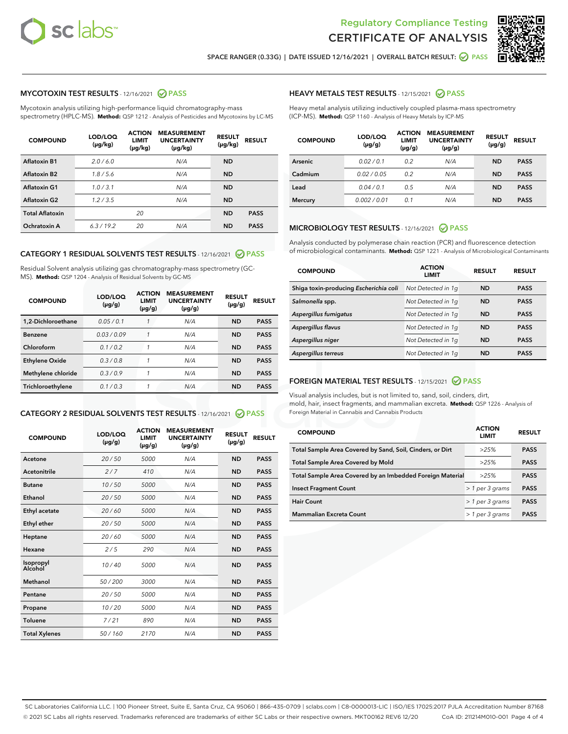Regulatory Compliance Testing

# CERTIFICATE OF ANALYSIS

SPACE RANGER (0.33G) | DATE ISSUED 12/16/2021 | OVERALL BATCH RESULT: PASS

## MYCOTOXIN TEST RESULTS - 12/16/2021 PASS

Mycotoxin analysis utilizing high-performance liquid chromatography-mass spectrometry (HPLC-MS). **Method:** QSP 1212 - Analysis of Pesticides and Mycotoxins by LC-MS

| COMPOUND | LOD/LOQ (µg/kg) | ACTION LIMIT (µg/kg) | MEASUREMENT UNCERTAINTY (µg/kg) | RESULT (µg/kg) | RESULT |
|---|---|---|---|---|---|
| Aflatoxin B1 | 2.0 / 6.0 | | N/A | ND | |
| Aflatoxin B2 | 1.8 / 5.6 | | N/A | ND | |
| Aflatoxin G1 | 1.0 / 3.1 | | N/A | ND | |
| Aflatoxin G2 | 1.2 / 3.5 | | N/A | ND | |
| Total Aflatoxin | | 20 | | ND | PASS |
| Ochratoxin A | 6.3 / 19.2 | 20 | N/A | ND | PASS |

## CATEGORY 1 RESIDUAL SOLVENTS TEST RESULTS - 12/16/2021 PASS

Residual Solvent analysis utilizing gas chromatography-mass spectrometry (GC-MS). **Method:** QSP 1204 - Analysis of Residual Solvents by GC-MS

| COMPOUND | LOD/LOQ (µg/g) | ACTION LIMIT (µg/g) | MEASUREMENT UNCERTAINTY (µg/g) | RESULT (µg/g) | RESULT |
|---|---|---|---|---|---|
| 1,2-Dichloroethane | 0.05 / 0.1 | 1 | N/A | ND | PASS |
| Benzene | 0.03 / 0.09 | 1 | N/A | ND | PASS |
| Chloroform | 0.1 / 0.2 | 1 | N/A | ND | PASS |
| Ethylene Oxide | 0.3 / 0.8 | 1 | N/A | ND | PASS |
| Methylene chloride | 0.3 / 0.9 | 1 | N/A | ND | PASS |
| Trichloroethylene | 0.1 / 0.3 | 1 | N/A | ND | PASS |

## CATEGORY 2 RESIDUAL SOLVENTS TEST RESULTS - 12/16/2021 PASS

| COMPOUND | LOD/LOQ (µg/g) | ACTION LIMIT (µg/g) | MEASUREMENT UNCERTAINTY (µg/g) | RESULT (µg/g) | RESULT |
|---|---|---|---|---|---|
| Acetone | 20 / 50 | 5000 | N/A | ND | PASS |
| Acetonitrile | 2 / 7 | 410 | N/A | ND | PASS |
| Butane | 10 / 50 | 5000 | N/A | ND | PASS |
| Ethanol | 20 / 50 | 5000 | N/A | ND | PASS |
| Ethyl acetate | 20 / 60 | 5000 | N/A | ND | PASS |
| Ethyl ether | 20 / 50 | 5000 | N/A | ND | PASS |
| Heptane | 20 / 60 | 5000 | N/A | ND | PASS |
| Hexane | 2 / 5 | 290 | N/A | ND | PASS |
| Isopropyl Alcohol | 10 / 40 | 5000 | N/A | ND | PASS |
| Methanol | 50 / 200 | 3000 | N/A | ND | PASS |
| Pentane | 20 / 50 | 5000 | N/A | ND | PASS |
| Propane | 10 / 20 | 5000 | N/A | ND | PASS |
| Toluene | 7 / 21 | 890 | N/A | ND | PASS |
| Total Xylenes | 50 / 160 | 2170 | N/A | ND | PASS |

## HEAVY METALS TEST RESULTS - 12/15/2021 PASS

Heavy metal analysis utilizing inductively coupled plasma-mass spectrometry (ICP-MS). **Method:** QSP 1160 - Analysis of Heavy Metals by ICP-MS

| COMPOUND | LOD/LOQ (µg/g) | ACTION LIMIT (µg/g) | MEASUREMENT UNCERTAINTY (µg/g) | RESULT (µg/g) | RESULT |
|---|---|---|---|---|---|
| Arsenic | 0.02 / 0.1 | 0.2 | N/A | ND | PASS |
| Cadmium | 0.02 / 0.05 | 0.2 | N/A | ND | PASS |
| Lead | 0.04 / 0.1 | 0.5 | N/A | ND | PASS |
| Mercury | 0.002 / 0.01 | 0.1 | N/A | ND | PASS |

## MICROBIOLOGY TEST RESULTS - 12/16/2021 PASS

Analysis conducted by polymerase chain reaction (PCR) and fluorescence detection of microbiological contaminants. **Method:** QSP 1221 - Analysis of Microbiological Contaminants

| COMPOUND | ACTION LIMIT | RESULT | RESULT |
|---|---|---|---|
| Shiga toxin-producing *Escherichia coli* | Not Detected in 1g | ND | PASS |
| *Salmonella* spp. | Not Detected in 1g | ND | PASS |
| *Aspergillus fumigatus* | Not Detected in 1g | ND | PASS |
| *Aspergillus flavus* | Not Detected in 1g | ND | PASS |
| *Aspergillus niger* | Not Detected in 1g | ND | PASS |
| *Aspergillus terreus* | Not Detected in 1g | ND | PASS |

## FOREIGN MATERIAL TEST RESULTS - 12/15/2021 PASS

Visual analysis includes, but is not limited to, sand, soil, cinders, dirt, mold, hair, insect fragments, and mammalian excreta. **Method:** QSP 1226 - Analysis of Foreign Material in Cannabis and Cannabis Products

| COMPOUND | ACTION LIMIT | RESULT |
|---|---|---|
| Total Sample Area Covered by Sand, Soil, Cinders, or Dirt | >25% | PASS |
| Total Sample Area Covered by Mold | >25% | PASS |
| Total Sample Area Covered by an Imbedded Foreign Material | >25% | PASS |
| Insect Fragment Count | > 1 per 3 grams | PASS |
| Hair Count | > 1 per 3 grams | PASS |
| Mammalian Excreta Count | > 1 per 3 grams | PASS |

SC Laboratories California LLC. | 100 Pioneer Street, Suite E, Santa Cruz, CA 95060 | 866-435-0709 | sclabs.com | C8-0000013-LIC | ISO/IES 17025:2017 PJLA Accreditation Number 87168
© 2021 SC Labs all rights reserved. Trademarks referenced are trademarks of either SC Labs or their respective owners. MKT00162 REV6 12/20 CoA ID: 211214M010-001